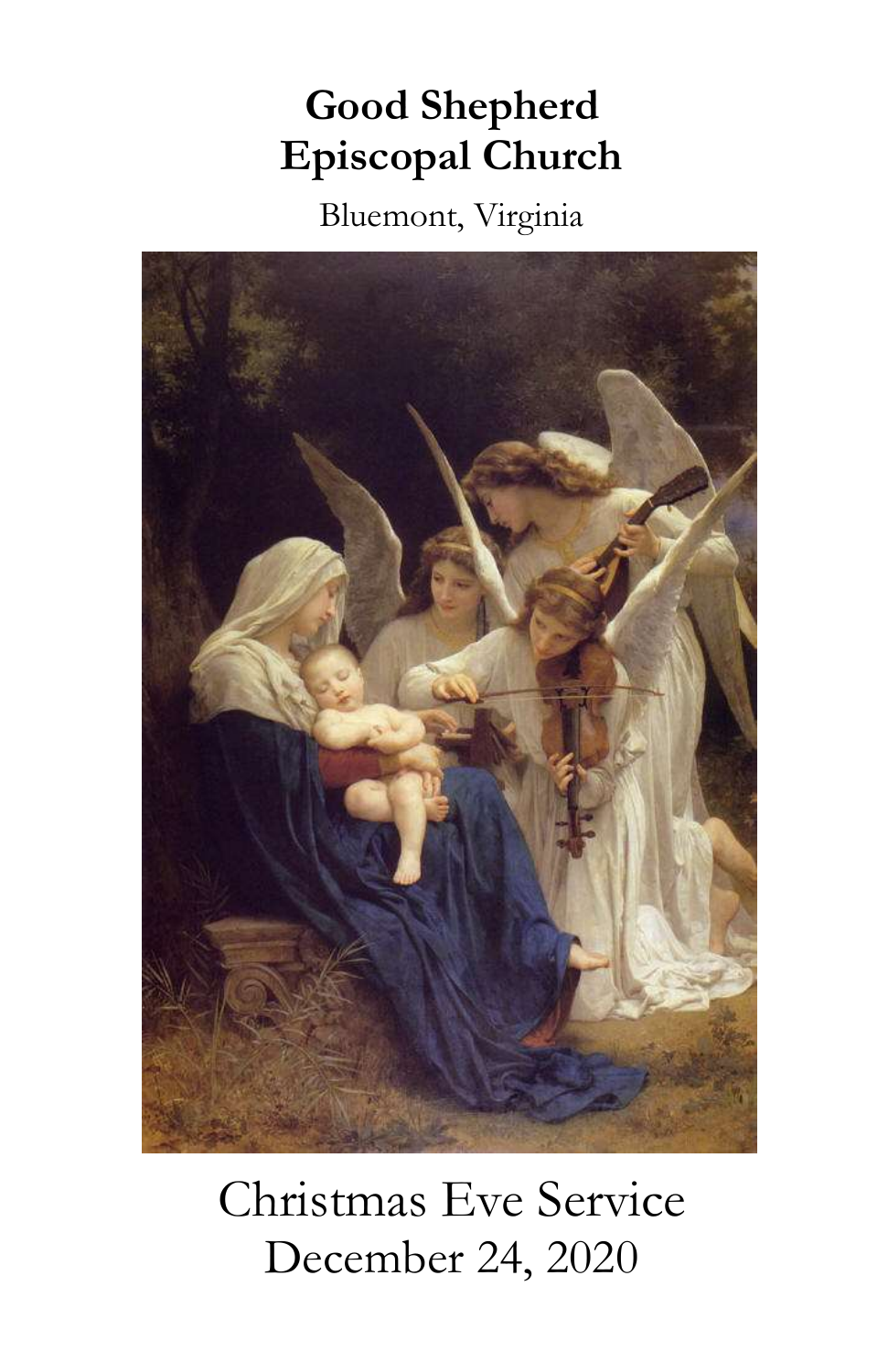# Good Shepherd Episcopal Church

Bluemont, Virginia

Christmas Eve Service

December 24, 2020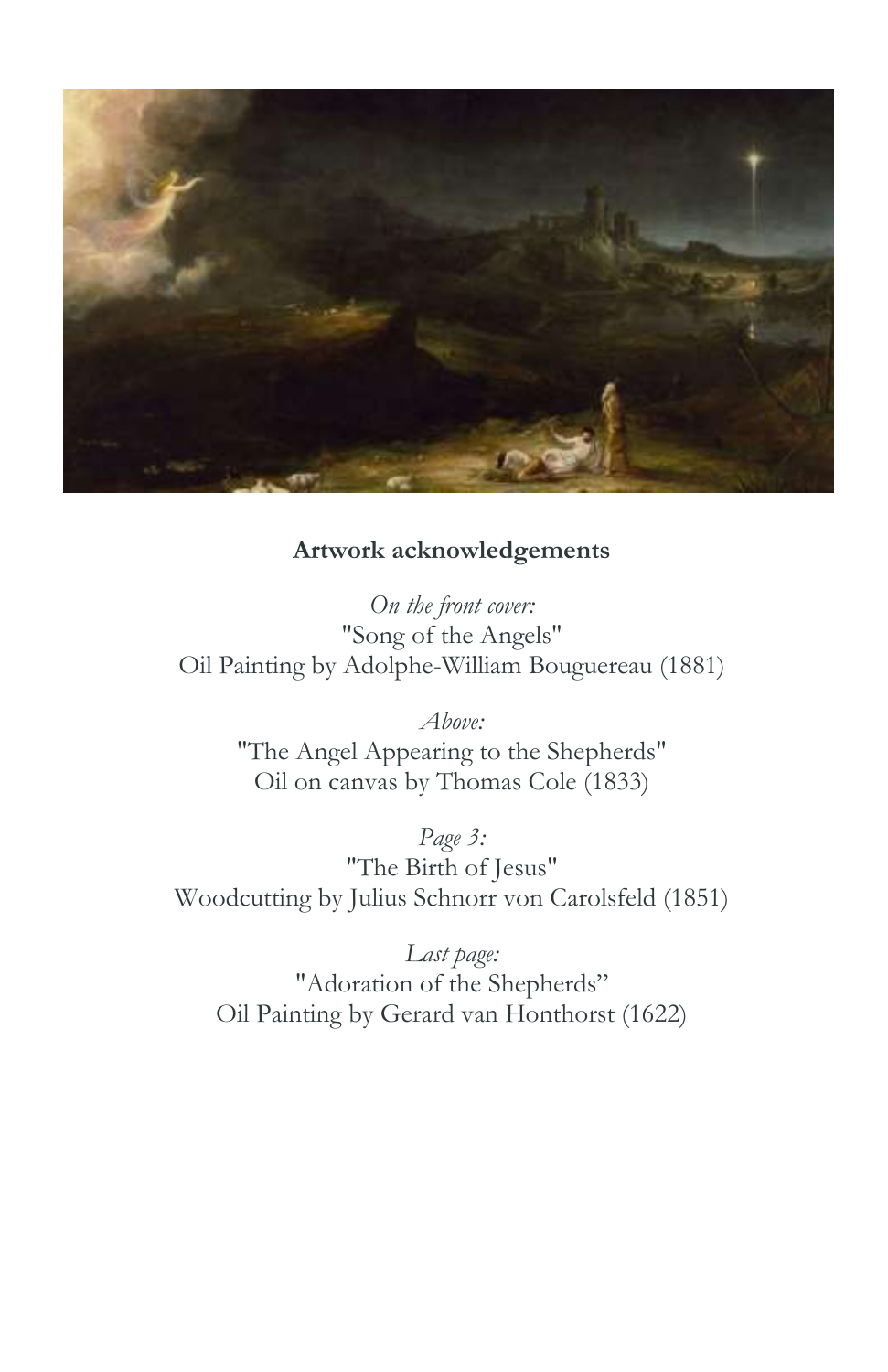**Artwork acknowledgements**

*On the front cover:*
"Song of the Angels"
Oil Painting by Adolphe-William Bouguereau (1881)

*Above:*
"The Angel Appearing to the Shepherds"
Oil on canvas by Thomas Cole (1833)

*Page 3:*
"The Birth of Jesus"
Woodcutting by Julius Schnorr von Carolsfeld (1851)

*Last page:*
"Adoration of the Shepherds"
Oil Painting by Gerard van Honthorst (1622)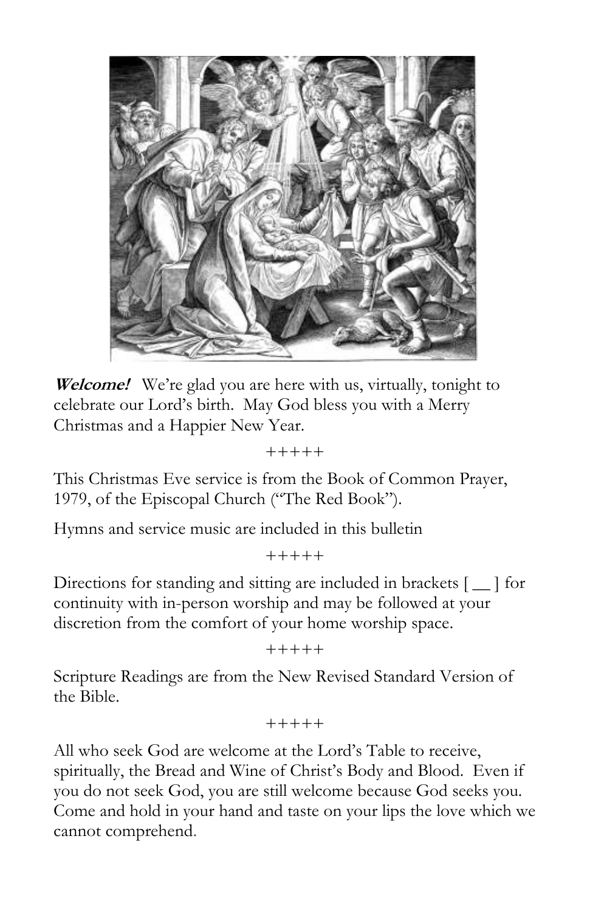***Welcome!*** We're glad you are here with us, virtually, tonight to celebrate our Lord's birth. May God bless you with a Merry Christmas and a Happier New Year.

+++++

This Christmas Eve service is from the Book of Common Prayer, 1979, of the Episcopal Church ("The Red Book").

Hymns and service music are included in this bulletin

+++++

Directions for standing and sitting are included in brackets [ __ ] for continuity with in-person worship and may be followed at your discretion from the comfort of your home worship space.

+++++

Scripture Readings are from the New Revised Standard Version of the Bible.

+++++

All who seek God are welcome at the Lord's Table to receive, spiritually, the Bread and Wine of Christ's Body and Blood. Even if you do not seek God, you are still welcome because God seeks you. Come and hold in your hand and taste on your lips the love which we cannot comprehend.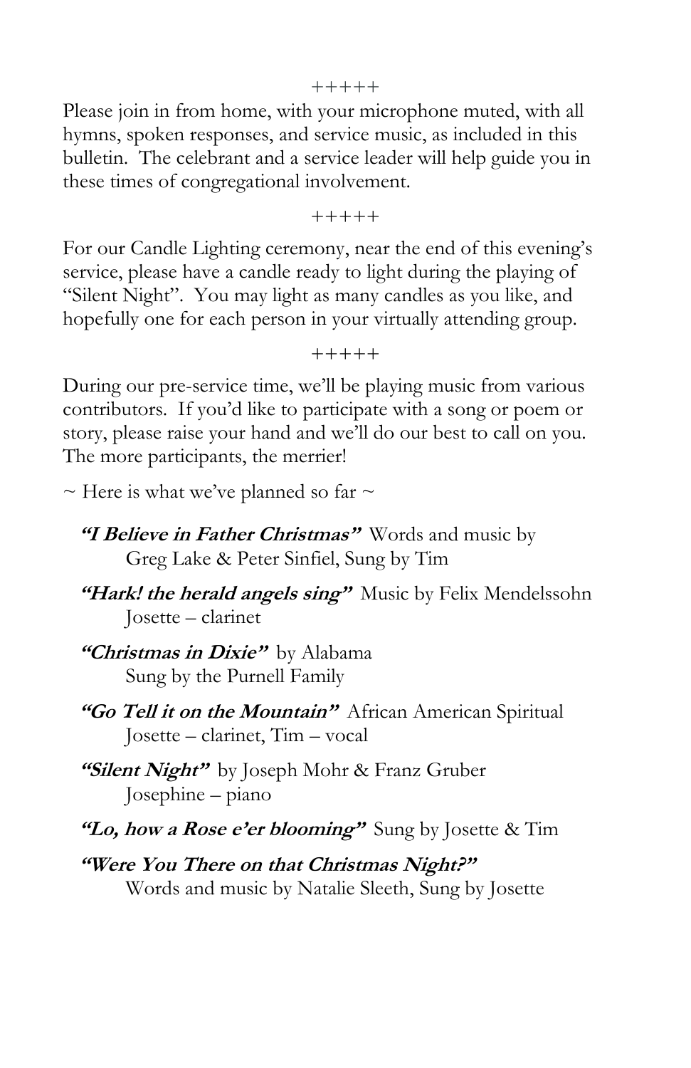+++++

Please join in from home, with your microphone muted, with all hymns, spoken responses, and service music, as included in this bulletin. The celebrant and a service leader will help guide you in these times of congregational involvement.

+++++

For our Candle Lighting ceremony, near the end of this evening's service, please have a candle ready to light during the playing of "Silent Night". You may light as many candles as you like, and hopefully one for each person in your virtually attending group.

+++++

During our pre-service time, we'll be playing music from various contributors. If you'd like to participate with a song or poem or story, please raise your hand and we'll do our best to call on you. The more participants, the merrier!

~ Here is what we've planned so far ~

***"I Believe in Father Christmas"*** Words and music by
Greg Lake & Peter Sinfiel, Sung by Tim

***"Hark! the herald angels sing"*** Music by Felix Mendelssohn
Josette – clarinet

***"Christmas in Dixie"*** by Alabama
Sung by the Purnell Family

***"Go Tell it on the Mountain"*** African American Spiritual
Josette – clarinet, Tim – vocal

***"Silent Night"*** by Joseph Mohr & Franz Gruber
Josephine – piano

***"Lo, how a Rose e'er blooming"*** Sung by Josette & Tim

***"Were You There on that Christmas Night?"***
Words and music by Natalie Sleeth, Sung by Josette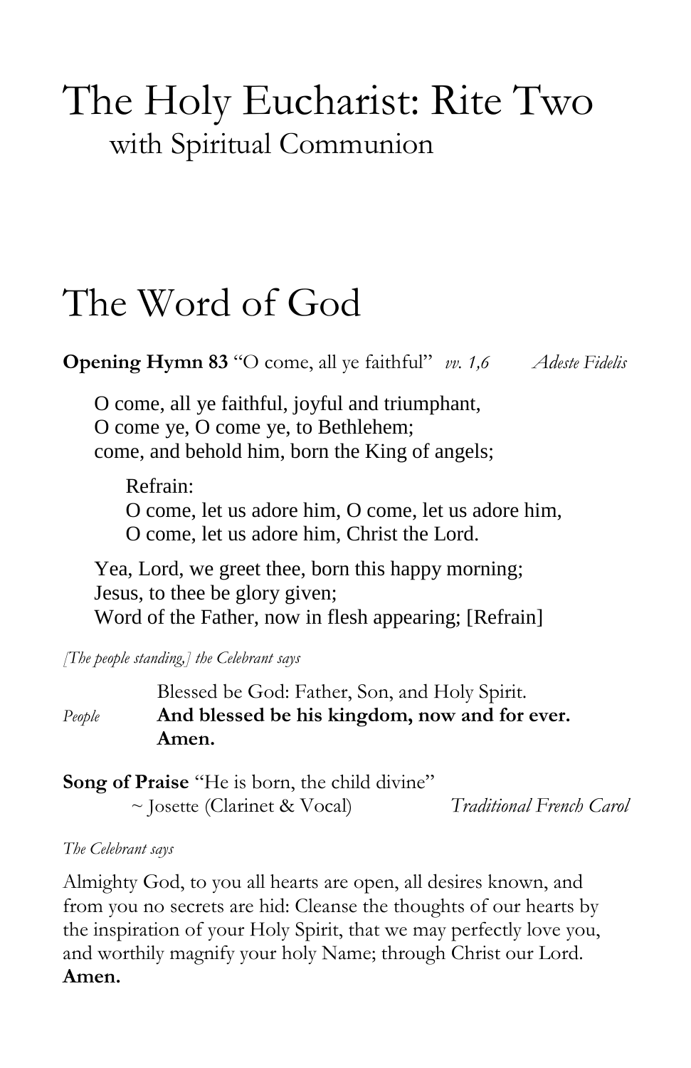# The Holy Eucharist: Rite Two

## with Spiritual Communion

# The Word of God

**Opening Hymn 83** "O come, all ye faithful" *vv. 1,6* *Adeste Fidelis*

O come, all ye faithful, joyful and triumphant,
O come ye, O come ye, to Bethlehem;
come, and behold him, born the King of angels;

Refrain:
O come, let us adore him, O come, let us adore him,
O come, let us adore him, Christ the Lord.

Yea, Lord, we greet thee, born this happy morning;
Jesus, to thee be glory given;
Word of the Father, now in flesh appearing; [Refrain]

*[The people standing,] the Celebrant says*

Blessed be God: Father, Son, and Holy Spirit.

*People* **And blessed be his kingdom, now and for ever. Amen.**

**Song of Praise** "He is born, the child divine"
~ Josette (Clarinet & Vocal) *Traditional French Carol*

*The Celebrant says*

Almighty God, to you all hearts are open, all desires known, and from you no secrets are hid: Cleanse the thoughts of our hearts by the inspiration of your Holy Spirit, that we may perfectly love you, and worthily magnify your holy Name; through Christ our Lord. **Amen.**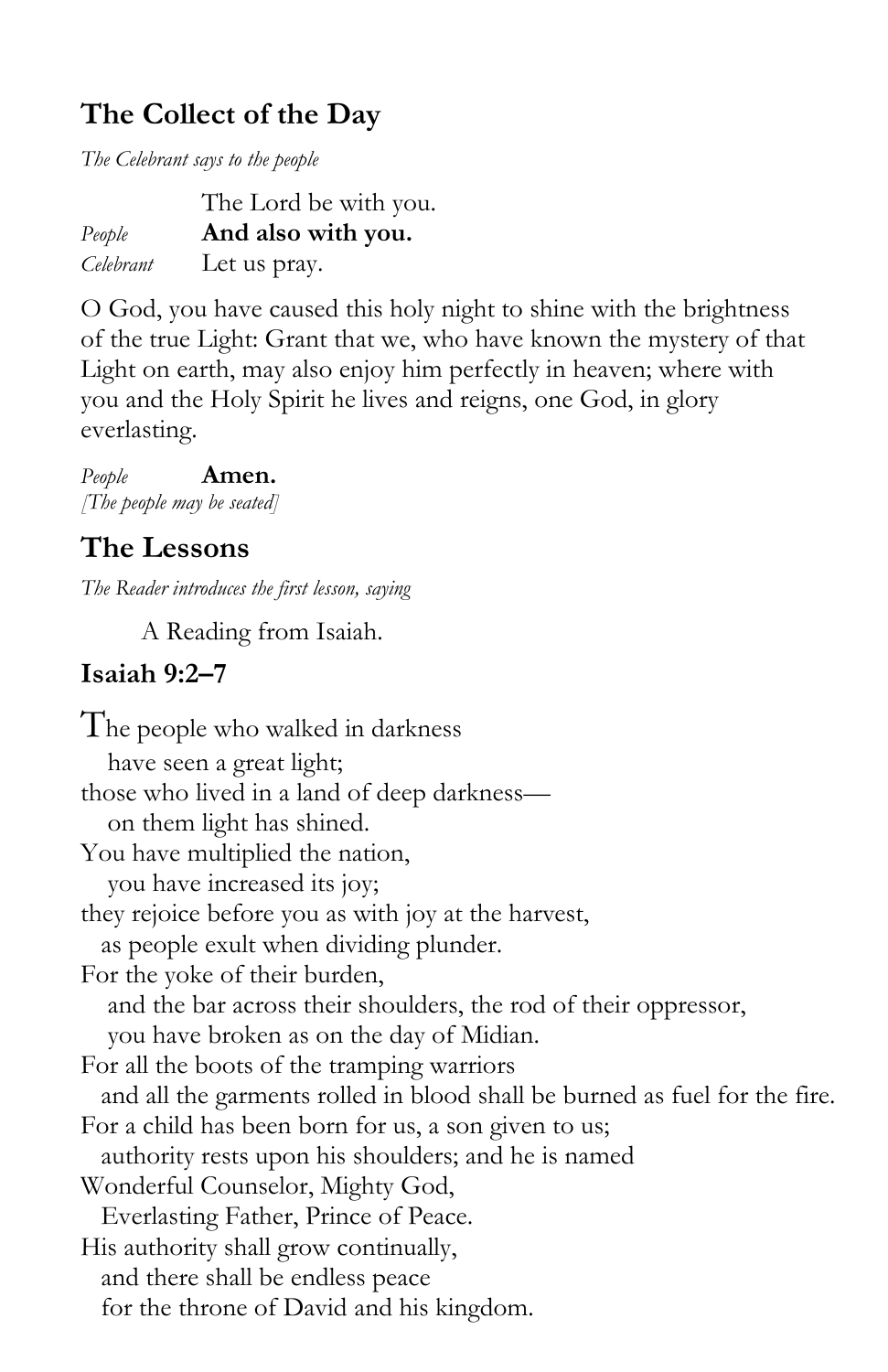## The Collect of the Day

*The Celebrant says to the people*

The Lord be with you.
*People* **And also with you.**
*Celebrant* Let us pray.

O God, you have caused this holy night to shine with the brightness of the true Light: Grant that we, who have known the mystery of that Light on earth, may also enjoy him perfectly in heaven; where with you and the Holy Spirit he lives and reigns, one God, in glory everlasting.

*People* **Amen.**
*[The people may be seated]*

## The Lessons

*The Reader introduces the first lesson, saying*

A Reading from Isaiah.

### Isaiah 9:2–7

The people who walked in darkness
have seen a great light;
those who lived in a land of deep darkness—
on them light has shined.
You have multiplied the nation,
you have increased its joy;
they rejoice before you as with joy at the harvest,
as people exult when dividing plunder.
For the yoke of their burden,
and the bar across their shoulders, the rod of their oppressor,
you have broken as on the day of Midian.
For all the boots of the tramping warriors
and all the garments rolled in blood shall be burned as fuel for the fire.
For a child has been born for us, a son given to us;
authority rests upon his shoulders; and he is named
Wonderful Counselor, Mighty God,
Everlasting Father, Prince of Peace.
His authority shall grow continually,
and there shall be endless peace
for the throne of David and his kingdom.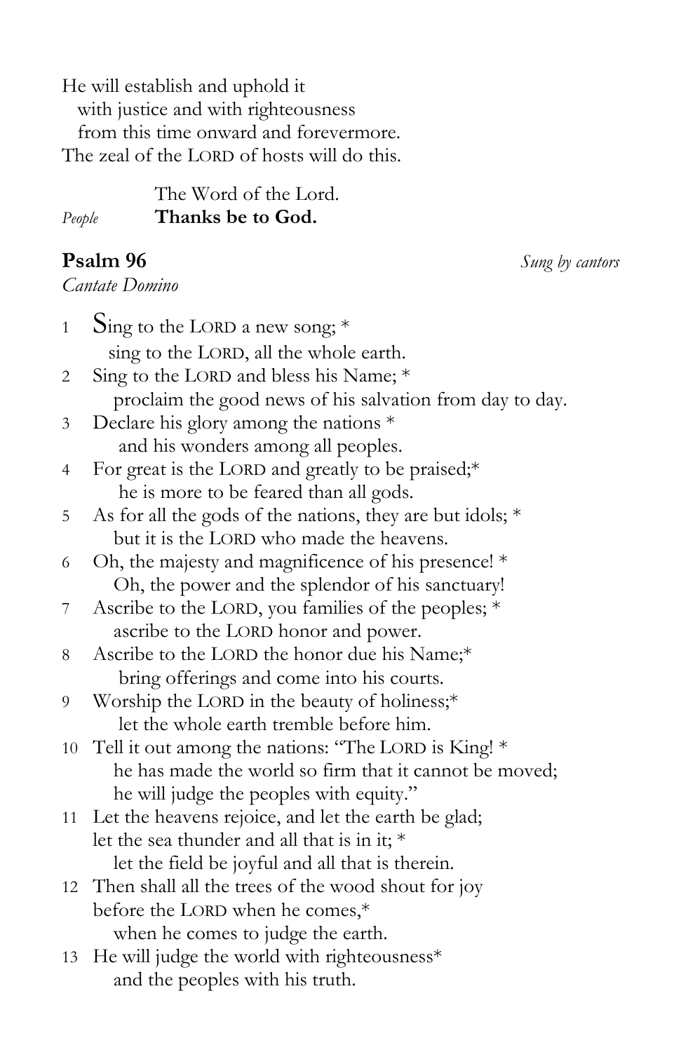He will establish and uphold it
   with justice and with righteousness
   from this time onward and forevermore.
The zeal of the LORD of hosts will do this.

The Word of the Lord.
*People* **Thanks be to God.**

**Psalm 96** *Sung by cantors*
*Cantate Domino*

1 Sing to the LORD a new song; *
   sing to the LORD, all the whole earth.
2 Sing to the LORD and bless his Name; *
   proclaim the good news of his salvation from day to day.
3 Declare his glory among the nations *
   and his wonders among all peoples.
4 For great is the LORD and greatly to be praised;*
   he is more to be feared than all gods.
5 As for all the gods of the nations, they are but idols; *
   but it is the LORD who made the heavens.
6 Oh, the majesty and magnificence of his presence! *
   Oh, the power and the splendor of his sanctuary!
7 Ascribe to the LORD, you families of the peoples; *
   ascribe to the LORD honor and power.
8 Ascribe to the LORD the honor due his Name;*
   bring offerings and come into his courts.
9 Worship the LORD in the beauty of holiness;*
   let the whole earth tremble before him.
10 Tell it out among the nations: "The LORD is King! *
   he has made the world so firm that it cannot be moved;
   he will judge the peoples with equity."
11 Let the heavens rejoice, and let the earth be glad;
   let the sea thunder and all that is in it; *
   let the field be joyful and all that is therein.
12 Then shall all the trees of the wood shout for joy
   before the LORD when he comes,*
   when he comes to judge the earth.
13 He will judge the world with righteousness*
   and the peoples with his truth.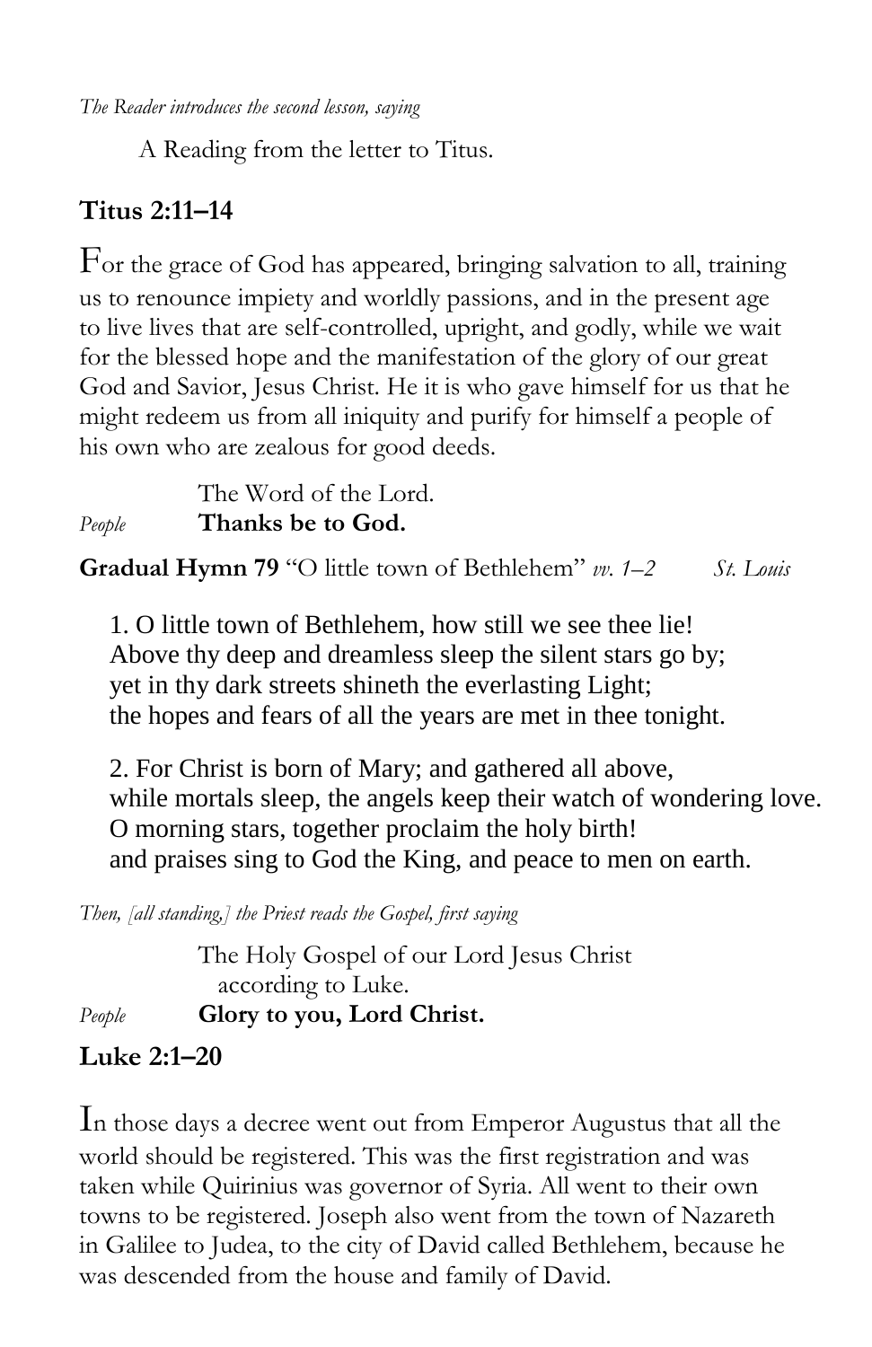*The Reader introduces the second lesson, saying*

A Reading from the letter to Titus.

## Titus 2:11–14

For the grace of God has appeared, bringing salvation to all, training us to renounce impiety and worldly passions, and in the present age to live lives that are self-controlled, upright, and godly, while we wait for the blessed hope and the manifestation of the glory of our great God and Savior, Jesus Christ. He it is who gave himself for us that he might redeem us from all iniquity and purify for himself a people of his own who are zealous for good deeds.

The Word of the Lord.
*People* **Thanks be to God.**

**Gradual Hymn 79** "O little town of Bethlehem" *vv. 1–2* *St. Louis*

1. O little town of Bethlehem, how still we see thee lie!
Above thy deep and dreamless sleep the silent stars go by;
yet in thy dark streets shineth the everlasting Light;
the hopes and fears of all the years are met in thee tonight.

2. For Christ is born of Mary; and gathered all above,
while mortals sleep, the angels keep their watch of wondering love.
O morning stars, together proclaim the holy birth!
and praises sing to God the King, and peace to men on earth.

*Then, [all standing,] the Priest reads the Gospel, first saying*

The Holy Gospel of our Lord Jesus Christ
according to Luke.
*People* **Glory to you, Lord Christ.**

## Luke 2:1–20

In those days a decree went out from Emperor Augustus that all the world should be registered. This was the first registration and was taken while Quirinius was governor of Syria. All went to their own towns to be registered. Joseph also went from the town of Nazareth in Galilee to Judea, to the city of David called Bethlehem, because he was descended from the house and family of David.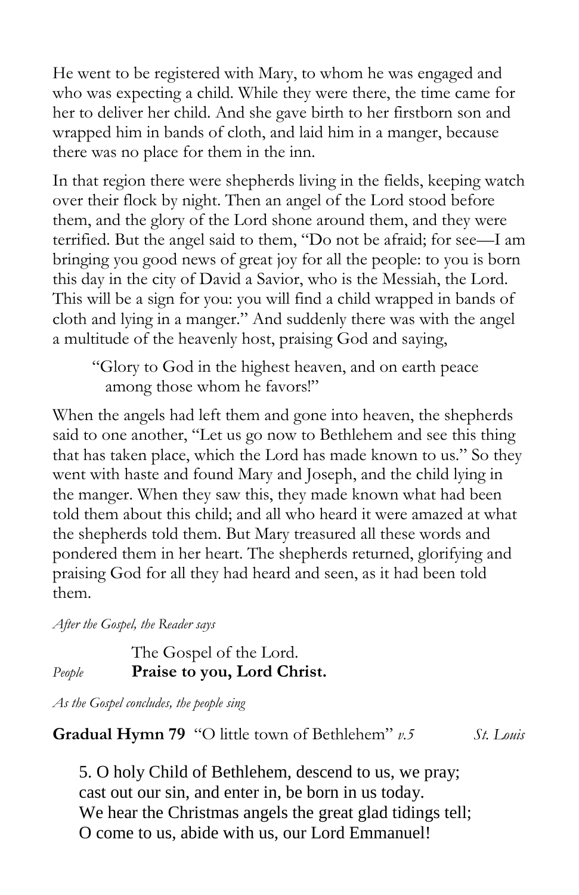He went to be registered with Mary, to whom he was engaged and who was expecting a child. While they were there, the time came for her to deliver her child. And she gave birth to her firstborn son and wrapped him in bands of cloth, and laid him in a manger, because there was no place for them in the inn.

In that region there were shepherds living in the fields, keeping watch over their flock by night. Then an angel of the Lord stood before them, and the glory of the Lord shone around them, and they were terrified. But the angel said to them, "Do not be afraid; for see—I am bringing you good news of great joy for all the people: to you is born this day in the city of David a Savior, who is the Messiah, the Lord. This will be a sign for you: you will find a child wrapped in bands of cloth and lying in a manger." And suddenly there was with the angel a multitude of the heavenly host, praising God and saying,

> "Glory to God in the highest heaven, and on earth peace among those whom he favors!"

When the angels had left them and gone into heaven, the shepherds said to one another, "Let us go now to Bethlehem and see this thing that has taken place, which the Lord has made known to us." So they went with haste and found Mary and Joseph, and the child lying in the manger. When they saw this, they made known what had been told them about this child; and all who heard it were amazed at what the shepherds told them. But Mary treasured all these words and pondered them in her heart. The shepherds returned, glorifying and praising God for all they had heard and seen, as it had been told them.

*After the Gospel, the Reader says*

The Gospel of the Lord.
*People* **Praise to you, Lord Christ.**

*As the Gospel concludes, the people sing*

**Gradual Hymn 79** "O little town of Bethlehem" *v.5* *St. Louis*

5. O holy Child of Bethlehem, descend to us, we pray;
cast out our sin, and enter in, be born in us today.
We hear the Christmas angels the great glad tidings tell;
O come to us, abide with us, our Lord Emmanuel!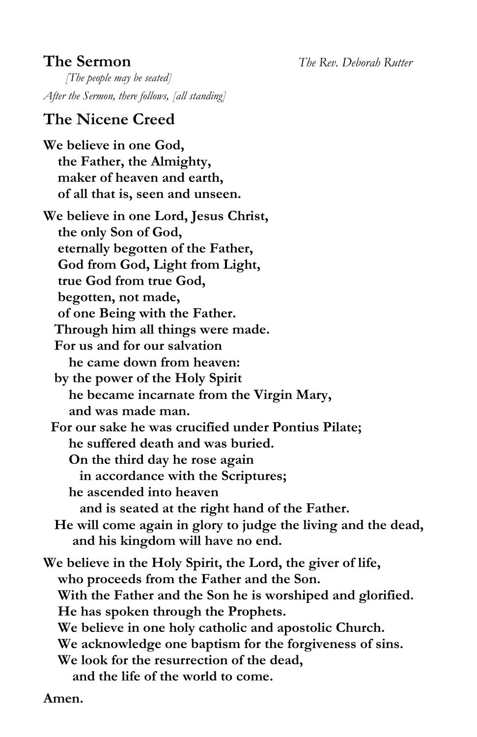## The Sermon *The Rev. Deborah Rutter*

*[The people may be seated]*

*After the Sermon, there follows, [all standing]*

## The Nicene Creed

**We believe in one God,**
**the Father, the Almighty,**
**maker of heaven and earth,**
**of all that is, seen and unseen.**

**We believe in one Lord, Jesus Christ,**
**the only Son of God,**
**eternally begotten of the Father,**
**God from God, Light from Light,**
**true God from true God,**
**begotten, not made,**
**of one Being with the Father.**
**Through him all things were made.**
**For us and for our salvation**
**he came down from heaven:**
**by the power of the Holy Spirit**
**he became incarnate from the Virgin Mary,**
**and was made man.**
**For our sake he was crucified under Pontius Pilate;**
**he suffered death and was buried.**
**On the third day he rose again**
**in accordance with the Scriptures;**
**he ascended into heaven**
**and is seated at the right hand of the Father.**
**He will come again in glory to judge the living and the dead,**
**and his kingdom will have no end.**

**We believe in the Holy Spirit, the Lord, the giver of life,**
**who proceeds from the Father and the Son.**
**With the Father and the Son he is worshiped and glorified.**
**He has spoken through the Prophets.**
**We believe in one holy catholic and apostolic Church.**
**We acknowledge one baptism for the forgiveness of sins.**
**We look for the resurrection of the dead,**
**and the life of the world to come.**

**Amen.**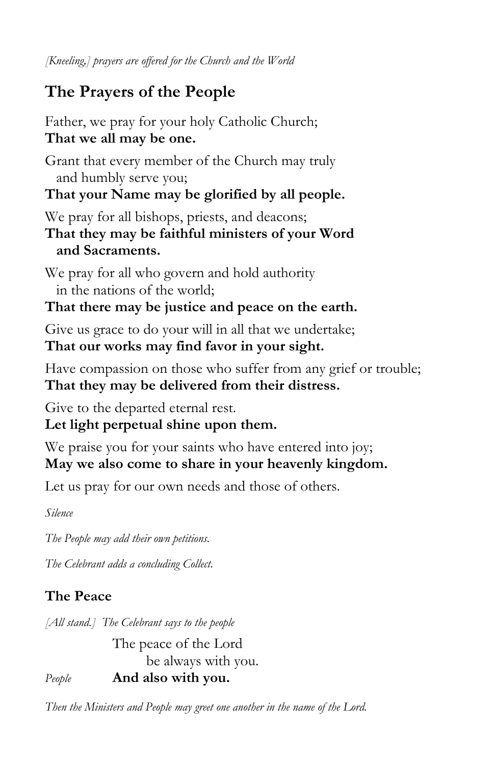*[Kneeling,] prayers are offered for the Church and the World*

## The Prayers of the People

Father, we pray for your holy Catholic Church;
**That we all may be one.**

Grant that every member of the Church may truly and humbly serve you;
**That your Name may be glorified by all people.**

We pray for all bishops, priests, and deacons;
**That they may be faithful ministers of your Word and Sacraments.**

We pray for all who govern and hold authority in the nations of the world;
**That there may be justice and peace on the earth.**

Give us grace to do your will in all that we undertake;
**That our works may find favor in your sight.**

Have compassion on those who suffer from any grief or trouble;
**That they may be delivered from their distress.**

Give to the departed eternal rest.
**Let light perpetual shine upon them.**

We praise you for your saints who have entered into joy;
**May we also come to share in your heavenly kingdom.**

Let us pray for our own needs and those of others.

*Silence*

*The People may add their own petitions.*

*The Celebrant adds a concluding Collect.*

### The Peace

*[All stand.] The Celebrant says to the people*

The peace of the Lord be always with you.

*People* **And also with you.**

*Then the Ministers and People may greet one another in the name of the Lord.*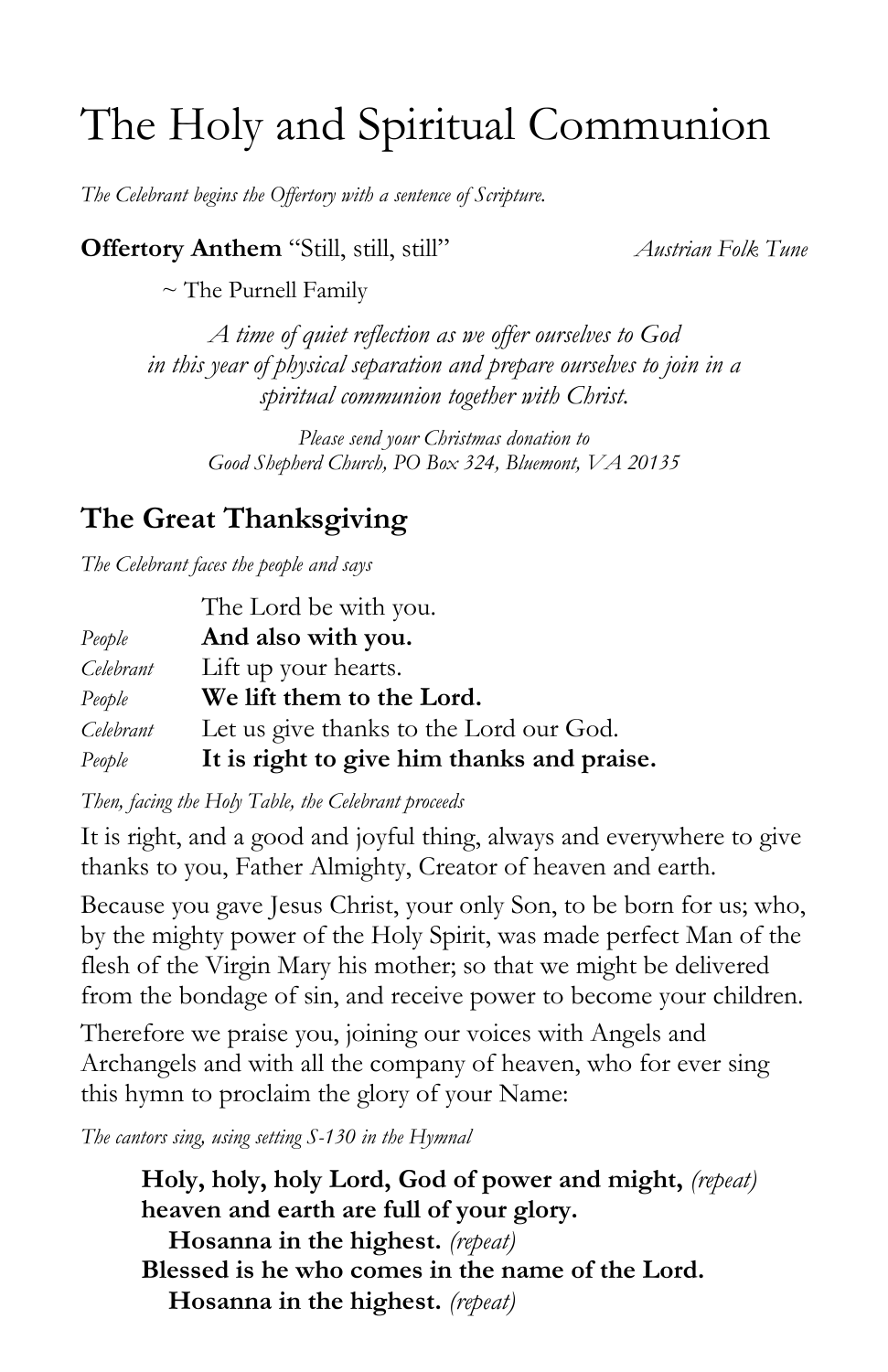# The Holy and Spiritual Communion

*The Celebrant begins the Offertory with a sentence of Scripture.*

**Offertory Anthem** "Still, still, still" *Austrian Folk Tune*

~ The Purnell Family

*A time of quiet reflection as we offer ourselves to God in this year of physical separation and prepare ourselves to join in a spiritual communion together with Christ.*

*Please send your Christmas donation to Good Shepherd Church, PO Box 324, Bluemont, VA 20135*

## The Great Thanksgiving

*The Celebrant faces the people and says*

| | |
|---|---|
| | The Lord be with you. |
| *People* | **And also with you.** |
| *Celebrant* | Lift up your hearts. |
| *People* | **We lift them to the Lord.** |
| *Celebrant* | Let us give thanks to the Lord our God. |
| *People* | **It is right to give him thanks and praise.** |

*Then, facing the Holy Table, the Celebrant proceeds*

It is right, and a good and joyful thing, always and everywhere to give thanks to you, Father Almighty, Creator of heaven and earth.

Because you gave Jesus Christ, your only Son, to be born for us; who, by the mighty power of the Holy Spirit, was made perfect Man of the flesh of the Virgin Mary his mother; so that we might be delivered from the bondage of sin, and receive power to become your children.

Therefore we praise you, joining our voices with Angels and Archangels and with all the company of heaven, who for ever sing this hymn to proclaim the glory of your Name:

*The cantors sing, using setting S-130 in the Hymnal*

**Holy, holy, holy Lord, God of power and might,** *(repeat)*
**heaven and earth are full of your glory.**
**Hosanna in the highest.** *(repeat)*
**Blessed is he who comes in the name of the Lord.**
**Hosanna in the highest.** *(repeat)*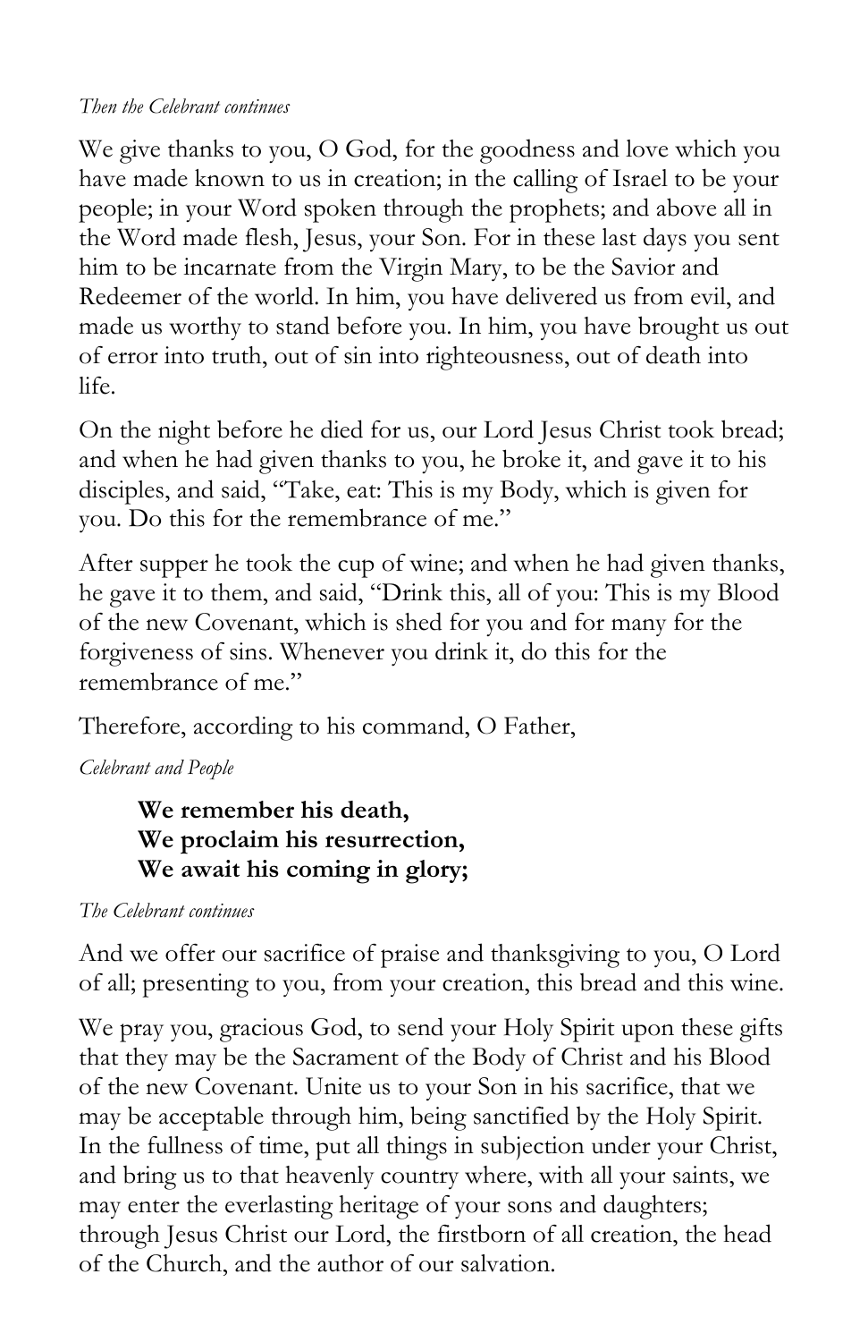*Then the Celebrant continues*

We give thanks to you, O God, for the goodness and love which you have made known to us in creation; in the calling of Israel to be your people; in your Word spoken through the prophets; and above all in the Word made flesh, Jesus, your Son. For in these last days you sent him to be incarnate from the Virgin Mary, to be the Savior and Redeemer of the world. In him, you have delivered us from evil, and made us worthy to stand before you. In him, you have brought us out of error into truth, out of sin into righteousness, out of death into life.

On the night before he died for us, our Lord Jesus Christ took bread; and when he had given thanks to you, he broke it, and gave it to his disciples, and said, "Take, eat: This is my Body, which is given for you. Do this for the remembrance of me."

After supper he took the cup of wine; and when he had given thanks, he gave it to them, and said, "Drink this, all of you: This is my Blood of the new Covenant, which is shed for you and for many for the forgiveness of sins. Whenever you drink it, do this for the remembrance of me."

Therefore, according to his command, O Father,

*Celebrant and People*

> **We remember his death,**
> **We proclaim his resurrection,**
> **We await his coming in glory;**

*The Celebrant continues*

And we offer our sacrifice of praise and thanksgiving to you, O Lord of all; presenting to you, from your creation, this bread and this wine.

We pray you, gracious God, to send your Holy Spirit upon these gifts that they may be the Sacrament of the Body of Christ and his Blood of the new Covenant. Unite us to your Son in his sacrifice, that we may be acceptable through him, being sanctified by the Holy Spirit. In the fullness of time, put all things in subjection under your Christ, and bring us to that heavenly country where, with all your saints, we may enter the everlasting heritage of your sons and daughters; through Jesus Christ our Lord, the firstborn of all creation, the head of the Church, and the author of our salvation.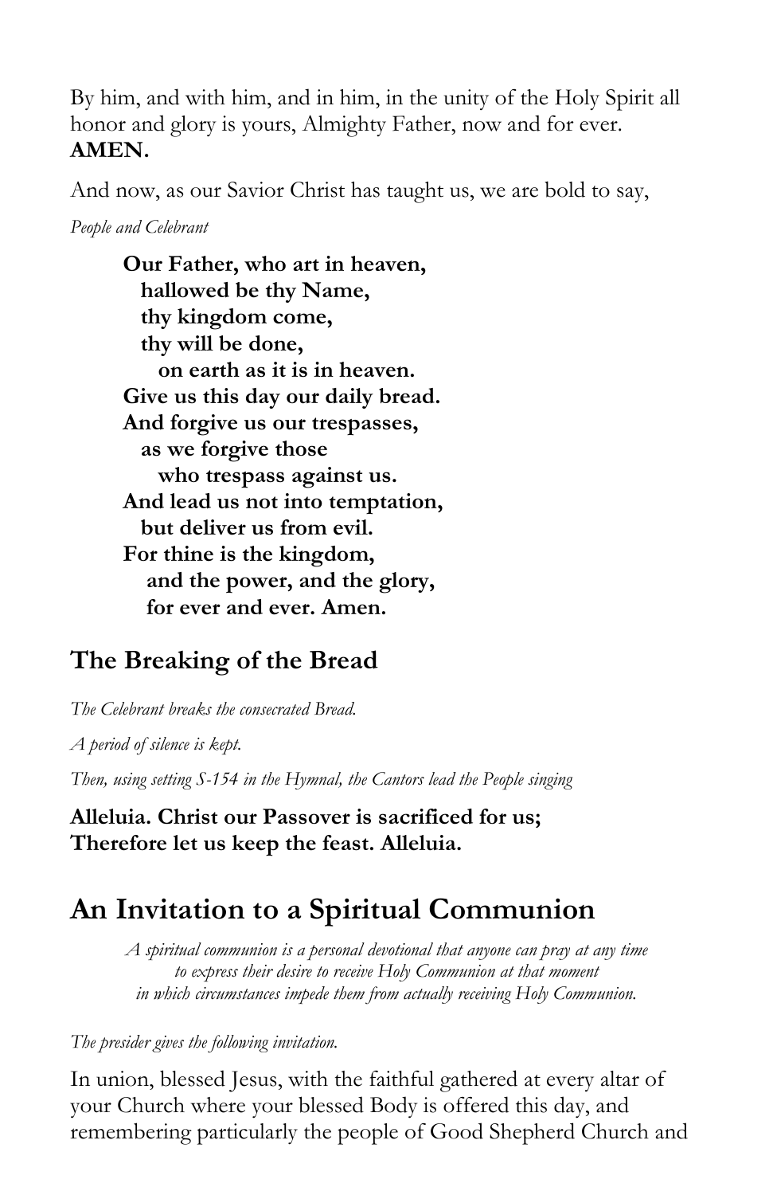By him, and with him, and in him, in the unity of the Holy Spirit all honor and glory is yours, Almighty Father, now and for ever. **AMEN.**

And now, as our Savior Christ has taught us, we are bold to say,

*People and Celebrant*

> **Our Father, who art in heaven,**
> **hallowed be thy Name,**
> **thy kingdom come,**
> **thy will be done,**
> **on earth as it is in heaven.**
> **Give us this day our daily bread.**
> **And forgive us our trespasses,**
> **as we forgive those**
> **who trespass against us.**
> **And lead us not into temptation,**
> **but deliver us from evil.**
> **For thine is the kingdom,**
> **and the power, and the glory,**
> **for ever and ever. Amen.**

## The Breaking of the Bread

*The Celebrant breaks the consecrated Bread.*

*A period of silence is kept.*

*Then, using setting S-154 in the Hymnal, the Cantors lead the People singing*

**Alleluia. Christ our Passover is sacrificed for us;**
**Therefore let us keep the feast. Alleluia.**

# An Invitation to a Spiritual Communion

*A spiritual communion is a personal devotional that anyone can pray at any time to express their desire to receive Holy Communion at that moment in which circumstances impede them from actually receiving Holy Communion.*

*The presider gives the following invitation.*

In union, blessed Jesus, with the faithful gathered at every altar of your Church where your blessed Body is offered this day, and remembering particularly the people of Good Shepherd Church and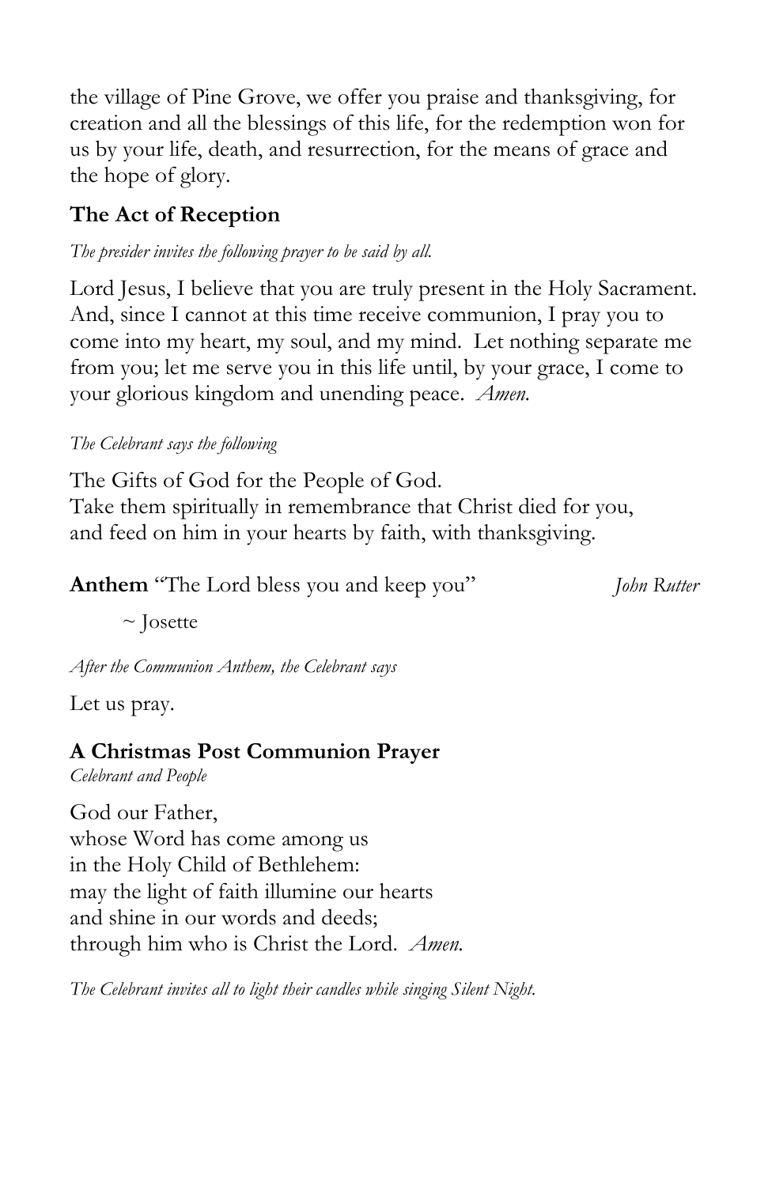the village of Pine Grove, we offer you praise and thanksgiving, for creation and all the blessings of this life, for the redemption won for us by your life, death, and resurrection, for the means of grace and the hope of glory.

### The Act of Reception

*The presider invites the following prayer to be said by all.*

Lord Jesus, I believe that you are truly present in the Holy Sacrament. And, since I cannot at this time receive communion, I pray you to come into my heart, my soul, and my mind. Let nothing separate me from you; let me serve you in this life until, by your grace, I come to your glorious kingdom and unending peace. *Amen.*

*The Celebrant says the following*

The Gifts of God for the People of God.
Take them spiritually in remembrance that Christ died for you,
and feed on him in your hearts by faith, with thanksgiving.

**Anthem** "The Lord bless you and keep you" *John Rutter*

~ Josette

*After the Communion Anthem, the Celebrant says*

Let us pray.

### A Christmas Post Communion Prayer

*Celebrant and People*

God our Father,
whose Word has come among us
in the Holy Child of Bethlehem:
may the light of faith illumine our hearts
and shine in our words and deeds;
through him who is Christ the Lord. *Amen.*

*The Celebrant invites all to light their candles while singing Silent Night.*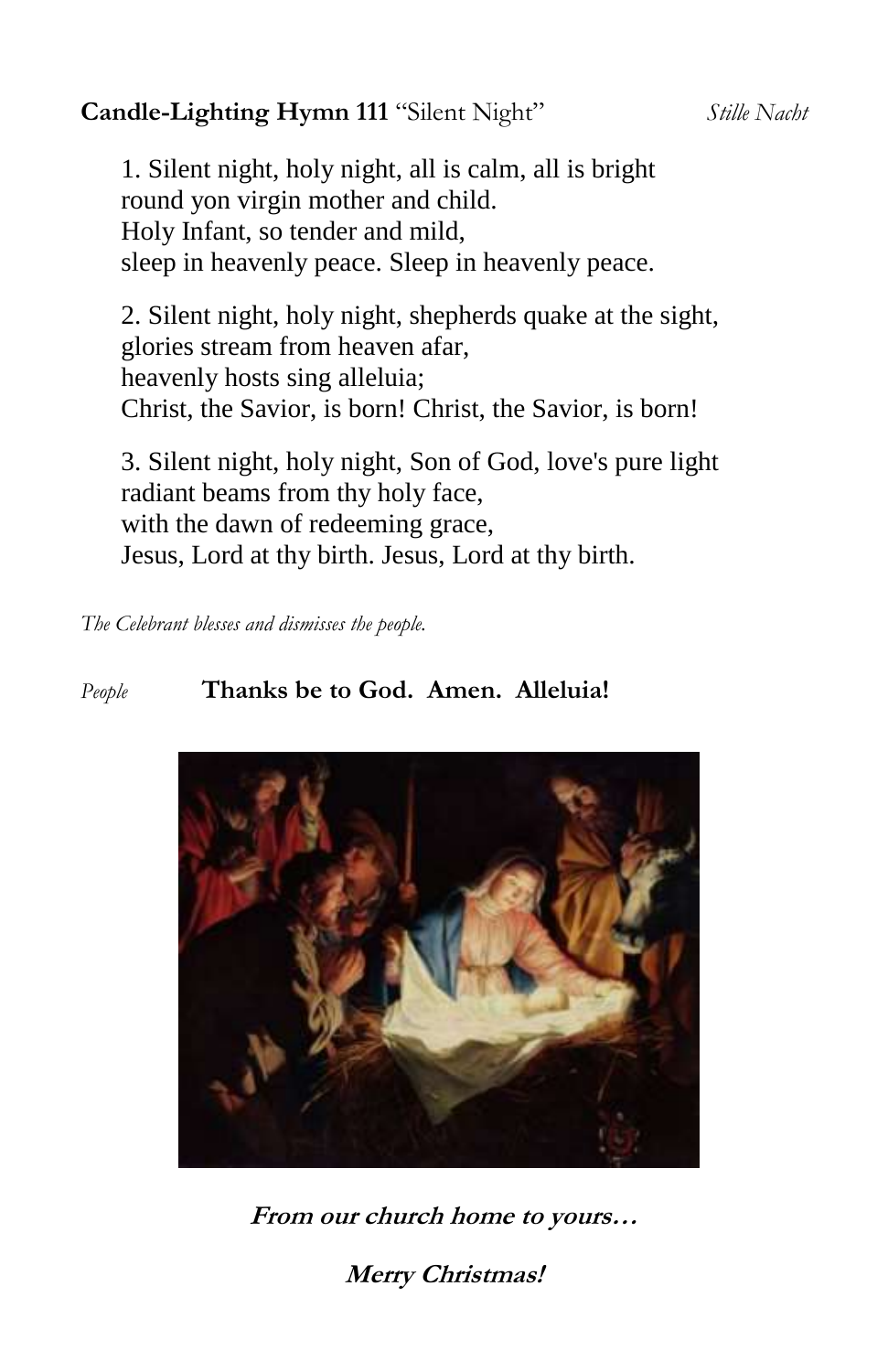**Candle-Lighting Hymn 111** "Silent Night" *Stille Nacht*

1. Silent night, holy night, all is calm, all is bright
round yon virgin mother and child.
Holy Infant, so tender and mild,
sleep in heavenly peace. Sleep in heavenly peace.

2. Silent night, holy night, shepherds quake at the sight,
glories stream from heaven afar,
heavenly hosts sing alleluia;
Christ, the Savior, is born! Christ, the Savior, is born!

3. Silent night, holy night, Son of God, love's pure light
radiant beams from thy holy face,
with the dawn of redeeming grace,
Jesus, Lord at thy birth. Jesus, Lord at thy birth.

*The Celebrant blesses and dismisses the people.*

*People* **Thanks be to God. Amen. Alleluia!**

***From our church home to yours…***

***Merry Christmas!***